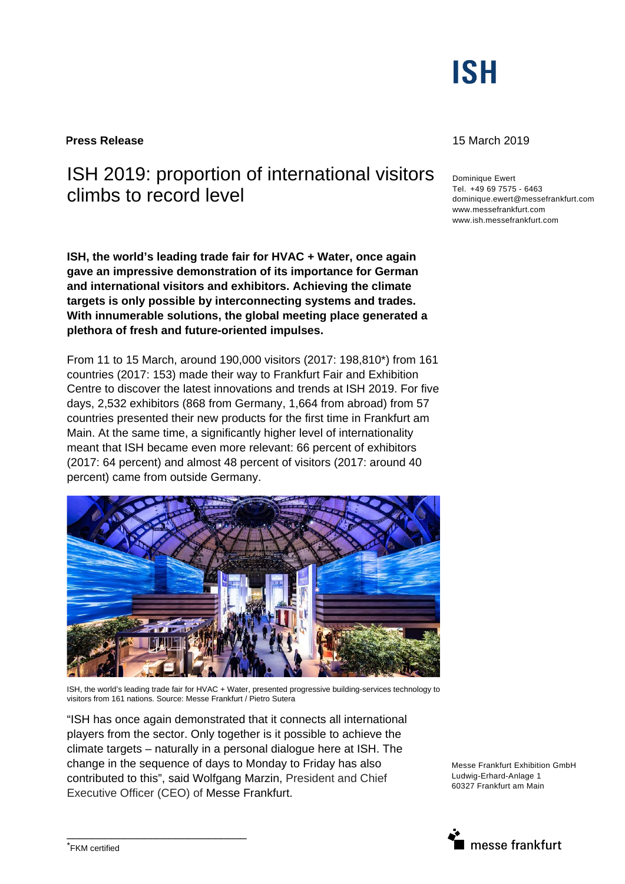# ISH

**Press Release**

15 March 2019

## ISH 2019: proportion of international visitors climbs to record level

Dominique Ewert
Tel. +49 69 7575 - 6463
dominique.ewert@messefrankfurt.com
www.messefrankfurt.com
www.ish.messefrankfurt.com

**ISH, the world's leading trade fair for HVAC + Water, once again gave an impressive demonstration of its importance for German and international visitors and exhibitors. Achieving the climate targets is only possible by interconnecting systems and trades. With innumerable solutions, the global meeting place generated a plethora of fresh and future-oriented impulses.**

From 11 to 15 March, around 190,000 visitors (2017: 198,810*) from 161 countries (2017: 153) made their way to Frankfurt Fair and Exhibition Centre to discover the latest innovations and trends at ISH 2019. For five days, 2,532 exhibitors (868 from Germany, 1,664 from abroad) from 57 countries presented their new products for the first time in Frankfurt am Main. At the same time, a significantly higher level of internationality meant that ISH became even more relevant: 66 percent of exhibitors (2017: 64 percent) and almost 48 percent of visitors (2017: around 40 percent) came from outside Germany.

ISH, the world's leading trade fair for HVAC + Water, presented progressive building-services technology to visitors from 161 nations. Source: Messe Frankfurt / Pietro Sutera

"ISH has once again demonstrated that it connects all international players from the sector. Only together is it possible to achieve the climate targets – naturally in a personal dialogue here at ISH. The change in the sequence of days to Monday to Friday has also contributed to this", said Wolfgang Marzin, President and Chief Executive Officer (CEO) of Messe Frankfurt.

Messe Frankfurt Exhibition GmbH
Ludwig-Erhard-Anlage 1
60327 Frankfurt am Main

messe frankfurt

*FKM certified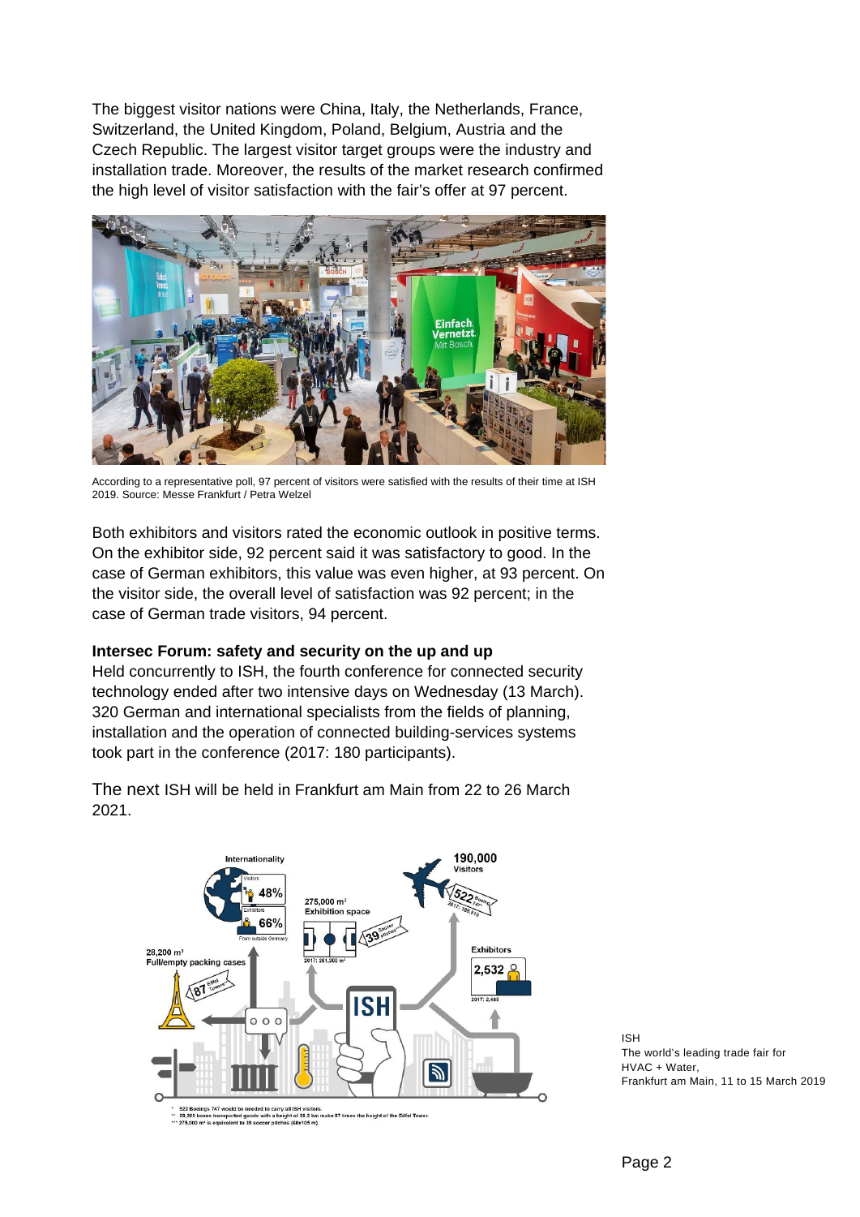The biggest visitor nations were China, Italy, the Netherlands, France, Switzerland, the United Kingdom, Poland, Belgium, Austria and the Czech Republic. The largest visitor target groups were the industry and installation trade. Moreover, the results of the market research confirmed the high level of visitor satisfaction with the fair's offer at 97 percent.

According to a representative poll, 97 percent of visitors were satisfied with the results of their time at ISH 2019. Source: Messe Frankfurt / Petra Welzel

Both exhibitors and visitors rated the economic outlook in positive terms. On the exhibitor side, 92 percent said it was satisfactory to good. In the case of German exhibitors, this value was even higher, at 93 percent. On the visitor side, the overall level of satisfaction was 92 percent; in the case of German trade visitors, 94 percent.

**Intersec Forum: safety and security on the up and up**

Held concurrently to ISH, the fourth conference for connected security technology ended after two intensive days on Wednesday (13 March). 320 German and international specialists from the fields of planning, installation and the operation of connected building-services systems took part in the conference (2017: 180 participants).

The next ISH will be held in Frankfurt am Main from 22 to 26 March 2021.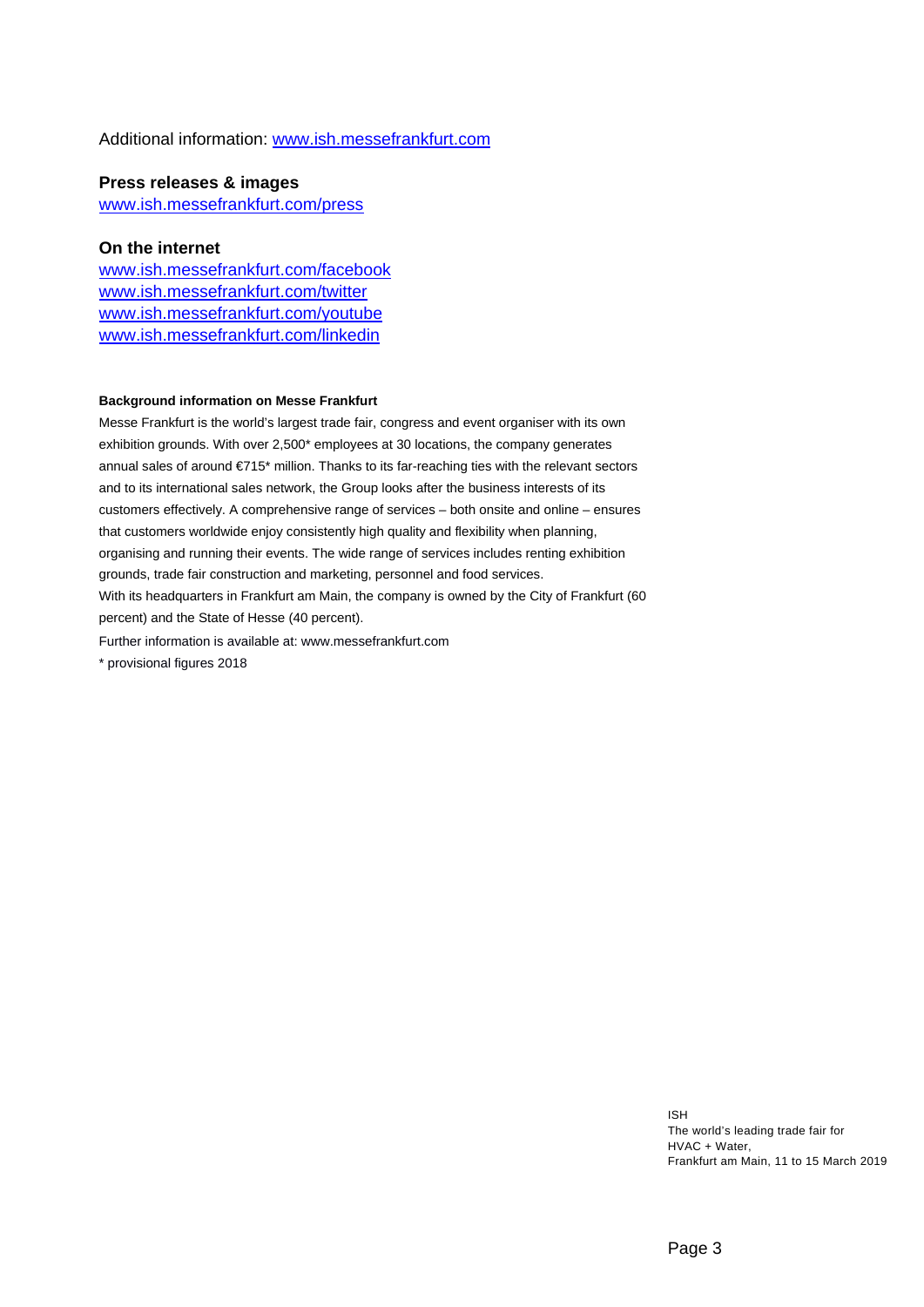Additional information: [www.ish.messefrankfurt.com](http://www.ish.messefrankfurt.com)

**Press releases & images**

[www.ish.messefrankfurt.com/press](http://www.ish.messefrankfurt.com/press)

**On the internet**

[www.ish.messefrankfurt.com/facebook](http://www.ish.messefrankfurt.com/facebook)
[www.ish.messefrankfurt.com/twitter](http://www.ish.messefrankfurt.com/twitter)
[www.ish.messefrankfurt.com/youtube](http://www.ish.messefrankfurt.com/youtube)
[www.ish.messefrankfurt.com/linkedin](http://www.ish.messefrankfurt.com/linkedin)

**Background information on Messe Frankfurt**

Messe Frankfurt is the world's largest trade fair, congress and event organiser with its own exhibition grounds. With over 2,500* employees at 30 locations, the company generates annual sales of around €715* million. Thanks to its far-reaching ties with the relevant sectors and to its international sales network, the Group looks after the business interests of its customers effectively. A comprehensive range of services – both onsite and online – ensures that customers worldwide enjoy consistently high quality and flexibility when planning, organising and running their events. The wide range of services includes renting exhibition grounds, trade fair construction and marketing, personnel and food services.
With its headquarters in Frankfurt am Main, the company is owned by the City of Frankfurt (60 percent) and the State of Hesse (40 percent).

Further information is available at: www.messefrankfurt.com

* provisional figures 2018

ISH
The world's leading trade fair for
HVAC + Water,
Frankfurt am Main, 11 to 15 March 2019